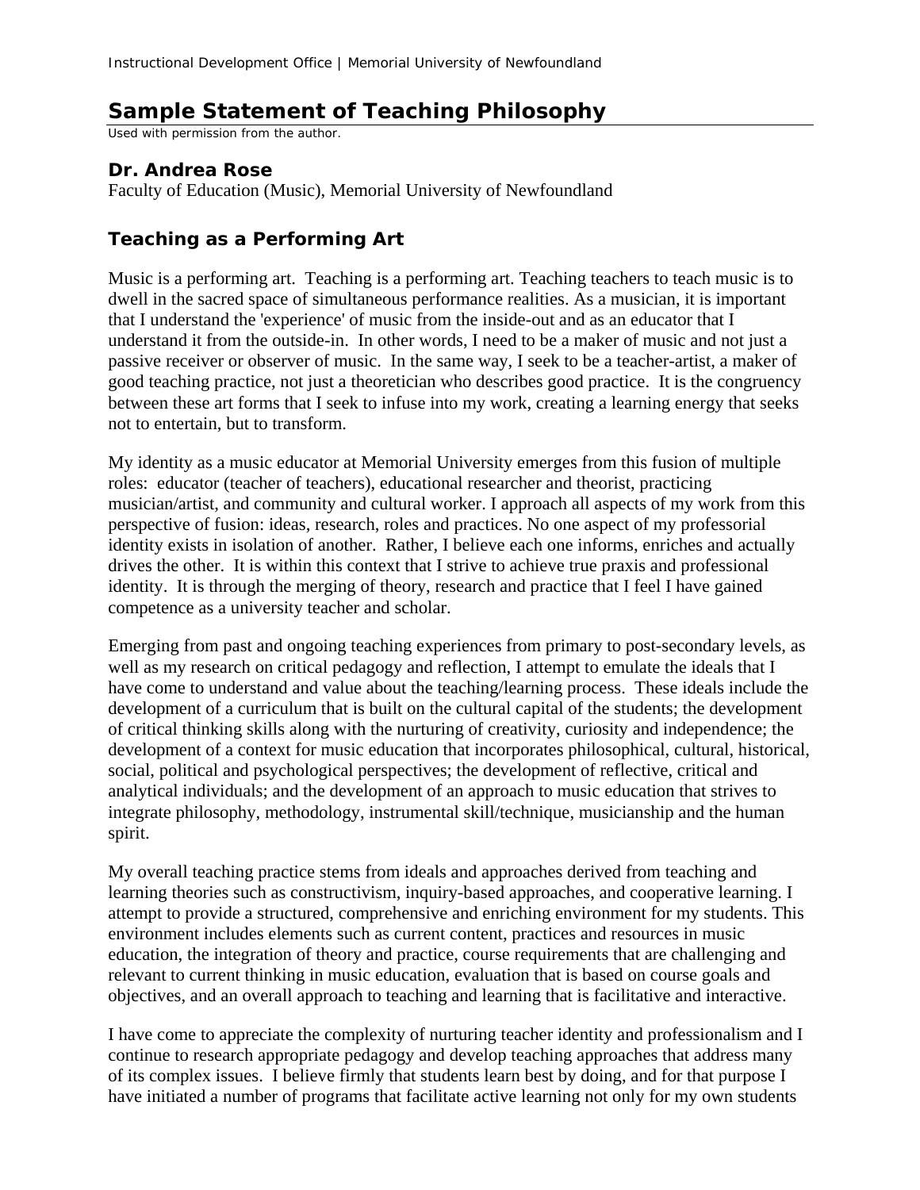# Sample Statement of Teaching Philosophy

*Used with permission from the author.*

## Dr. Andrea Rose

Faculty of Education (Music), Memorial University of Newfoundland

## Teaching as a Performing Art

Music is a performing art. Teaching is a performing art. Teaching teachers to teach music is to dwell in the sacred space of simultaneous performance realities. As a musician, it is important that I understand the 'experience' of music from the inside-out and as an educator that I understand it from the outside-in. In other words, I need to be a maker of music and not just a passive receiver or observer of music. In the same way, I seek to be a teacher-artist, a maker of good teaching practice, not just a theoretician who describes good practice. It is the congruency between these art forms that I seek to infuse into my work, creating a learning energy that seeks not to entertain, but to transform.

My identity as a music educator at Memorial University emerges from this fusion of multiple roles: educator (teacher of teachers), educational researcher and theorist, practicing musician/artist, and community and cultural worker. I approach all aspects of my work from this perspective of fusion: ideas, research, roles and practices. No one aspect of my professorial identity exists in isolation of another. Rather, I believe each one informs, enriches and actually drives the other. It is within this context that I strive to achieve true praxis and professional identity. It is through the merging of theory, research and practice that I feel I have gained competence as a university teacher and scholar.

Emerging from past and ongoing teaching experiences from primary to post-secondary levels, as well as my research on critical pedagogy and reflection, I attempt to emulate the ideals that I have come to understand and value about the teaching/learning process. These ideals include the development of a curriculum that is built on the cultural capital of the students; the development of critical thinking skills along with the nurturing of creativity, curiosity and independence; the development of a context for music education that incorporates philosophical, cultural, historical, social, political and psychological perspectives; the development of reflective, critical and analytical individuals; and the development of an approach to music education that strives to integrate philosophy, methodology, instrumental skill/technique, musicianship and the human spirit.

My overall teaching practice stems from ideals and approaches derived from teaching and learning theories such as constructivism, inquiry-based approaches, and cooperative learning. I attempt to provide a structured, comprehensive and enriching environment for my students. This environment includes elements such as current content, practices and resources in music education, the integration of theory and practice, course requirements that are challenging and relevant to current thinking in music education, evaluation that is based on course goals and objectives, and an overall approach to teaching and learning that is facilitative and interactive.

I have come to appreciate the complexity of nurturing teacher identity and professionalism and I continue to research appropriate pedagogy and develop teaching approaches that address many of its complex issues. I believe firmly that students learn best by doing, and for that purpose I have initiated a number of programs that facilitate active learning not only for my own students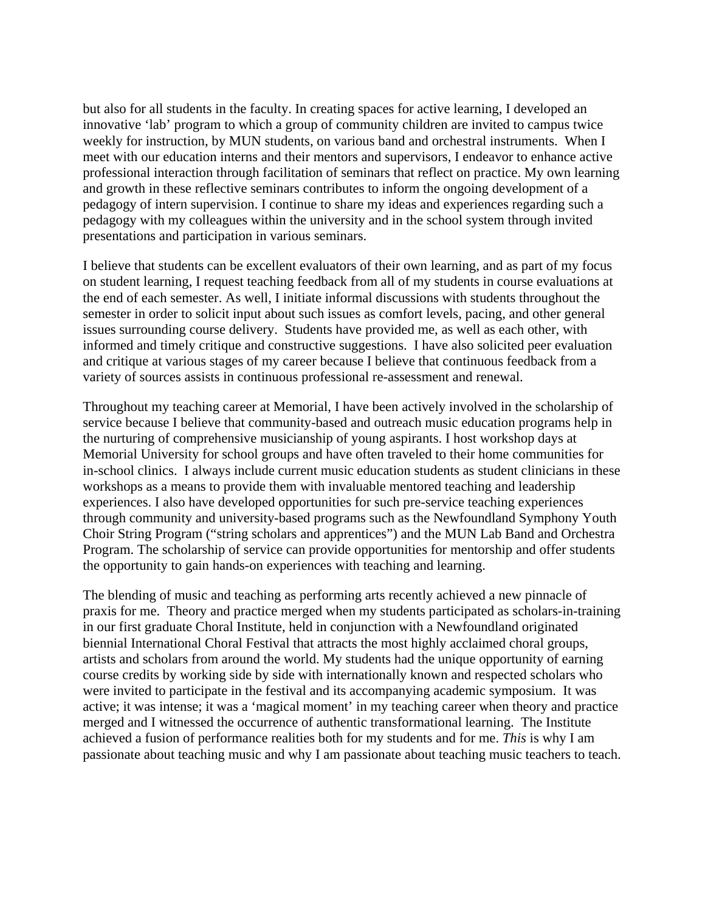but also for all students in the faculty. In creating spaces for active learning, I developed an innovative 'lab' program to which a group of community children are invited to campus twice weekly for instruction, by MUN students, on various band and orchestral instruments. When I meet with our education interns and their mentors and supervisors, I endeavor to enhance active professional interaction through facilitation of seminars that reflect on practice. My own learning and growth in these reflective seminars contributes to inform the ongoing development of a pedagogy of intern supervision. I continue to share my ideas and experiences regarding such a pedagogy with my colleagues within the university and in the school system through invited presentations and participation in various seminars.

I believe that students can be excellent evaluators of their own learning, and as part of my focus on student learning, I request teaching feedback from all of my students in course evaluations at the end of each semester. As well, I initiate informal discussions with students throughout the semester in order to solicit input about such issues as comfort levels, pacing, and other general issues surrounding course delivery. Students have provided me, as well as each other, with informed and timely critique and constructive suggestions. I have also solicited peer evaluation and critique at various stages of my career because I believe that continuous feedback from a variety of sources assists in continuous professional re-assessment and renewal.

Throughout my teaching career at Memorial, I have been actively involved in the scholarship of service because I believe that community-based and outreach music education programs help in the nurturing of comprehensive musicianship of young aspirants. I host workshop days at Memorial University for school groups and have often traveled to their home communities for in-school clinics. I always include current music education students as student clinicians in these workshops as a means to provide them with invaluable mentored teaching and leadership experiences. I also have developed opportunities for such pre-service teaching experiences through community and university-based programs such as the Newfoundland Symphony Youth Choir String Program ("string scholars and apprentices") and the MUN Lab Band and Orchestra Program. The scholarship of service can provide opportunities for mentorship and offer students the opportunity to gain hands-on experiences with teaching and learning.

The blending of music and teaching as performing arts recently achieved a new pinnacle of praxis for me. Theory and practice merged when my students participated as scholars-in-training in our first graduate Choral Institute, held in conjunction with a Newfoundland originated biennial International Choral Festival that attracts the most highly acclaimed choral groups, artists and scholars from around the world. My students had the unique opportunity of earning course credits by working side by side with internationally known and respected scholars who were invited to participate in the festival and its accompanying academic symposium. It was active; it was intense; it was a 'magical moment' in my teaching career when theory and practice merged and I witnessed the occurrence of authentic transformational learning. The Institute achieved a fusion of performance realities both for my students and for me. *This* is why I am passionate about teaching music and why I am passionate about teaching music teachers to teach.